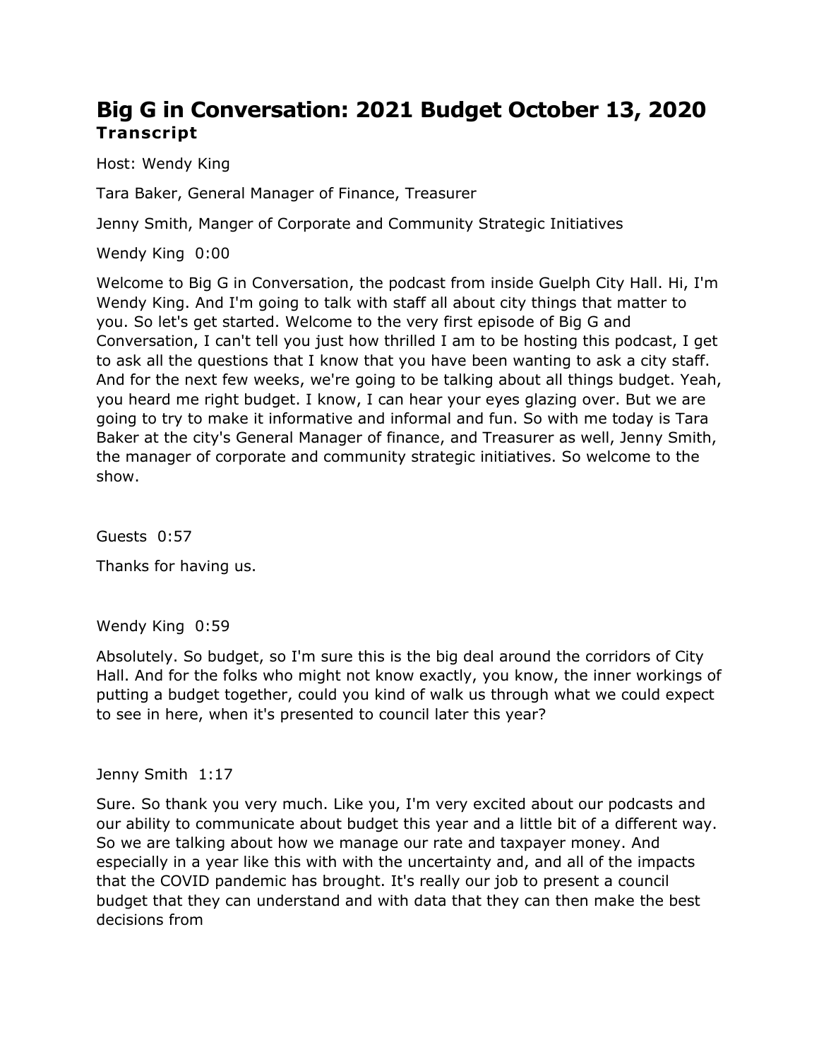# Big G in Conversation: 2021 Budget October 13, 2020

**Transcript**

Host: Wendy King

Tara Baker, General Manager of Finance, Treasurer

Jenny Smith, Manger of Corporate and Community Strategic Initiatives

Wendy King 0:00

Welcome to Big G in Conversation, the podcast from inside Guelph City Hall. Hi, I'm Wendy King. And I'm going to talk with staff all about city things that matter to you. So let's get started. Welcome to the very first episode of Big G and Conversation, I can't tell you just how thrilled I am to be hosting this podcast, I get to ask all the questions that I know that you have been wanting to ask a city staff. And for the next few weeks, we're going to be talking about all things budget. Yeah, you heard me right budget. I know, I can hear your eyes glazing over. But we are going to try to make it informative and informal and fun. So with me today is Tara Baker at the city's General Manager of finance, and Treasurer as well, Jenny Smith, the manager of corporate and community strategic initiatives. So welcome to the show.

Guests 0:57

Thanks for having us.

Wendy King 0:59

Absolutely. So budget, so I'm sure this is the big deal around the corridors of City Hall. And for the folks who might not know exactly, you know, the inner workings of putting a budget together, could you kind of walk us through what we could expect to see in here, when it's presented to council later this year?

Jenny Smith 1:17

Sure. So thank you very much. Like you, I'm very excited about our podcasts and our ability to communicate about budget this year and a little bit of a different way. So we are talking about how we manage our rate and taxpayer money. And especially in a year like this with with the uncertainty and, and all of the impacts that the COVID pandemic has brought. It's really our job to present a council budget that they can understand and with data that they can then make the best decisions from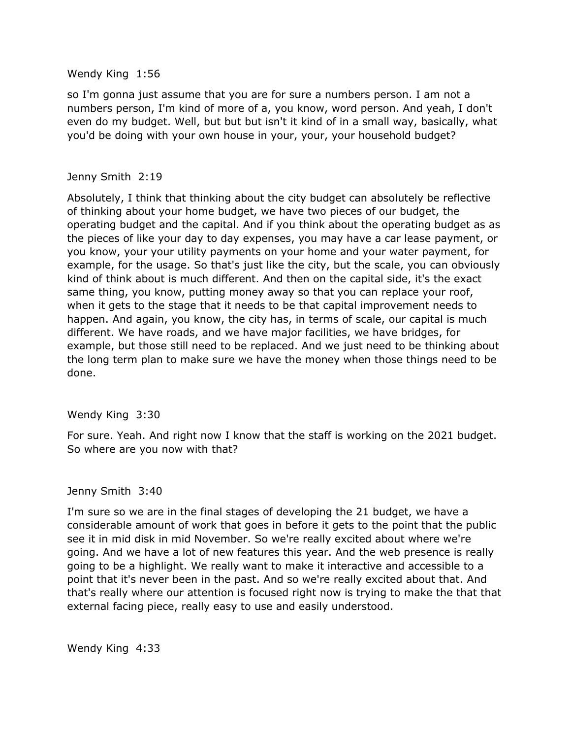Wendy King 1:56

so I'm gonna just assume that you are for sure a numbers person. I am not a numbers person, I'm kind of more of a, you know, word person. And yeah, I don't even do my budget. Well, but but but isn't it kind of in a small way, basically, what you'd be doing with your own house in your, your, your household budget?

Jenny Smith 2:19

Absolutely, I think that thinking about the city budget can absolutely be reflective of thinking about your home budget, we have two pieces of our budget, the operating budget and the capital. And if you think about the operating budget as as the pieces of like your day to day expenses, you may have a car lease payment, or you know, your your utility payments on your home and your water payment, for example, for the usage. So that's just like the city, but the scale, you can obviously kind of think about is much different. And then on the capital side, it's the exact same thing, you know, putting money away so that you can replace your roof, when it gets to the stage that it needs to be that capital improvement needs to happen. And again, you know, the city has, in terms of scale, our capital is much different. We have roads, and we have major facilities, we have bridges, for example, but those still need to be replaced. And we just need to be thinking about the long term plan to make sure we have the money when those things need to be done.

Wendy King 3:30

For sure. Yeah. And right now I know that the staff is working on the 2021 budget. So where are you now with that?

Jenny Smith 3:40

I'm sure so we are in the final stages of developing the 21 budget, we have a considerable amount of work that goes in before it gets to the point that the public see it in mid disk in mid November. So we're really excited about where we're going. And we have a lot of new features this year. And the web presence is really going to be a highlight. We really want to make it interactive and accessible to a point that it's never been in the past. And so we're really excited about that. And that's really where our attention is focused right now is trying to make the that that external facing piece, really easy to use and easily understood.

Wendy King 4:33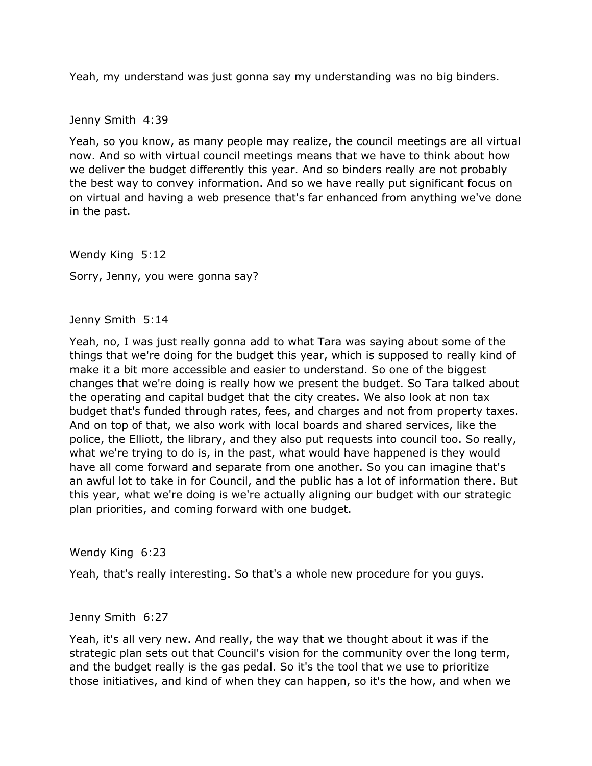Yeah, my understand was just gonna say my understanding was no big binders.

Jenny Smith 4:39

Yeah, so you know, as many people may realize, the council meetings are all virtual now. And so with virtual council meetings means that we have to think about how we deliver the budget differently this year. And so binders really are not probably the best way to convey information. And so we have really put significant focus on on virtual and having a web presence that's far enhanced from anything we've done in the past.

Wendy King 5:12

Sorry, Jenny, you were gonna say?

Jenny Smith 5:14

Yeah, no, I was just really gonna add to what Tara was saying about some of the things that we're doing for the budget this year, which is supposed to really kind of make it a bit more accessible and easier to understand. So one of the biggest changes that we're doing is really how we present the budget. So Tara talked about the operating and capital budget that the city creates. We also look at non tax budget that's funded through rates, fees, and charges and not from property taxes. And on top of that, we also work with local boards and shared services, like the police, the Elliott, the library, and they also put requests into council too. So really, what we're trying to do is, in the past, what would have happened is they would have all come forward and separate from one another. So you can imagine that's an awful lot to take in for Council, and the public has a lot of information there. But this year, what we're doing is we're actually aligning our budget with our strategic plan priorities, and coming forward with one budget.

Wendy King 6:23

Yeah, that's really interesting. So that's a whole new procedure for you guys.

Jenny Smith 6:27

Yeah, it's all very new. And really, the way that we thought about it was if the strategic plan sets out that Council's vision for the community over the long term, and the budget really is the gas pedal. So it's the tool that we use to prioritize those initiatives, and kind of when they can happen, so it's the how, and when we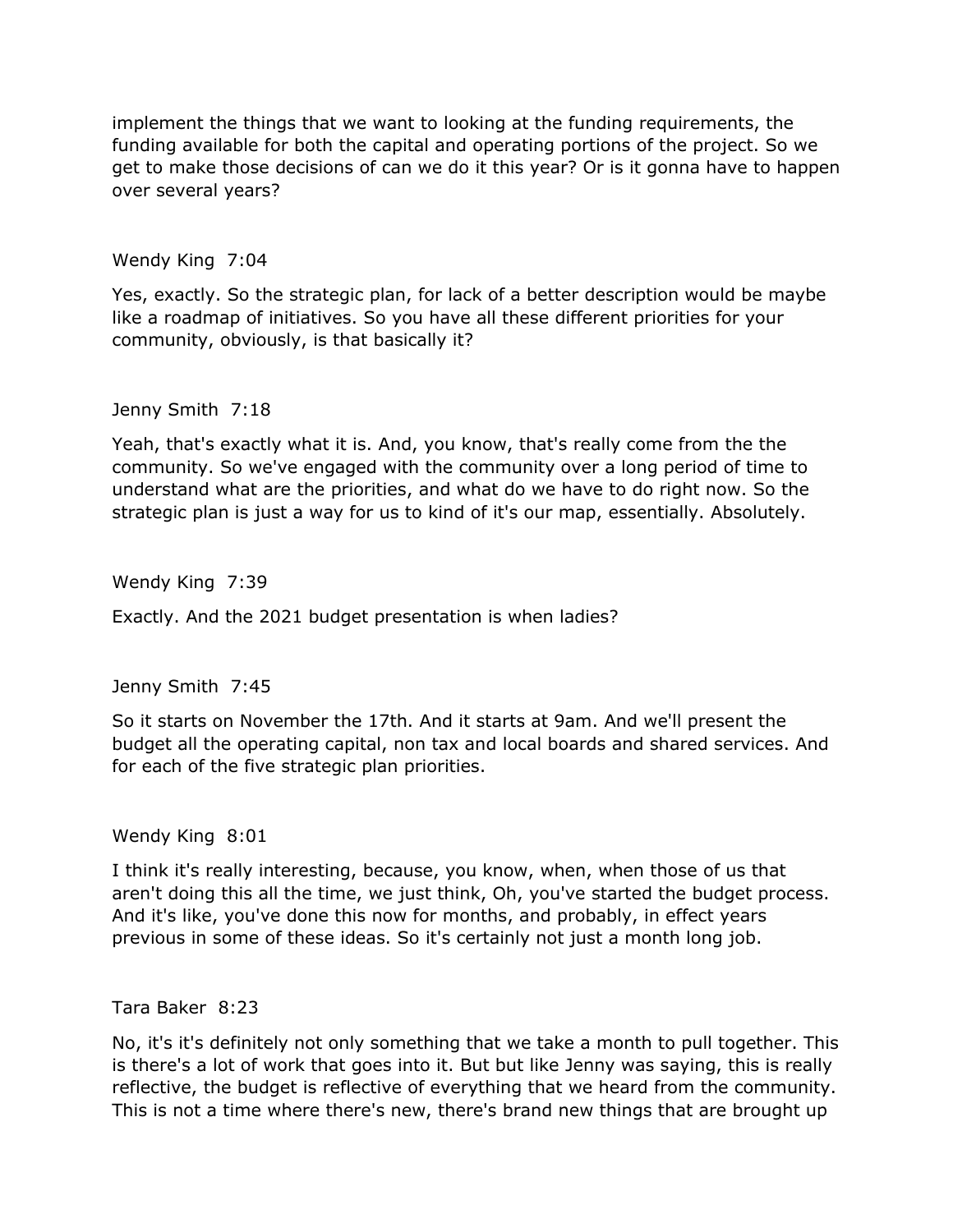implement the things that we want to looking at the funding requirements, the funding available for both the capital and operating portions of the project. So we get to make those decisions of can we do it this year? Or is it gonna have to happen over several years?

Wendy King 7:04

Yes, exactly. So the strategic plan, for lack of a better description would be maybe like a roadmap of initiatives. So you have all these different priorities for your community, obviously, is that basically it?

Jenny Smith 7:18

Yeah, that's exactly what it is. And, you know, that's really come from the the community. So we've engaged with the community over a long period of time to understand what are the priorities, and what do we have to do right now. So the strategic plan is just a way for us to kind of it's our map, essentially. Absolutely.

Wendy King 7:39

Exactly. And the 2021 budget presentation is when ladies?

Jenny Smith 7:45

So it starts on November the 17th. And it starts at 9am. And we'll present the budget all the operating capital, non tax and local boards and shared services. And for each of the five strategic plan priorities.

Wendy King 8:01

I think it's really interesting, because, you know, when, when those of us that aren't doing this all the time, we just think, Oh, you've started the budget process. And it's like, you've done this now for months, and probably, in effect years previous in some of these ideas. So it's certainly not just a month long job.

Tara Baker 8:23

No, it's it's definitely not only something that we take a month to pull together. This is there's a lot of work that goes into it. But but like Jenny was saying, this is really reflective, the budget is reflective of everything that we heard from the community. This is not a time where there's new, there's brand new things that are brought up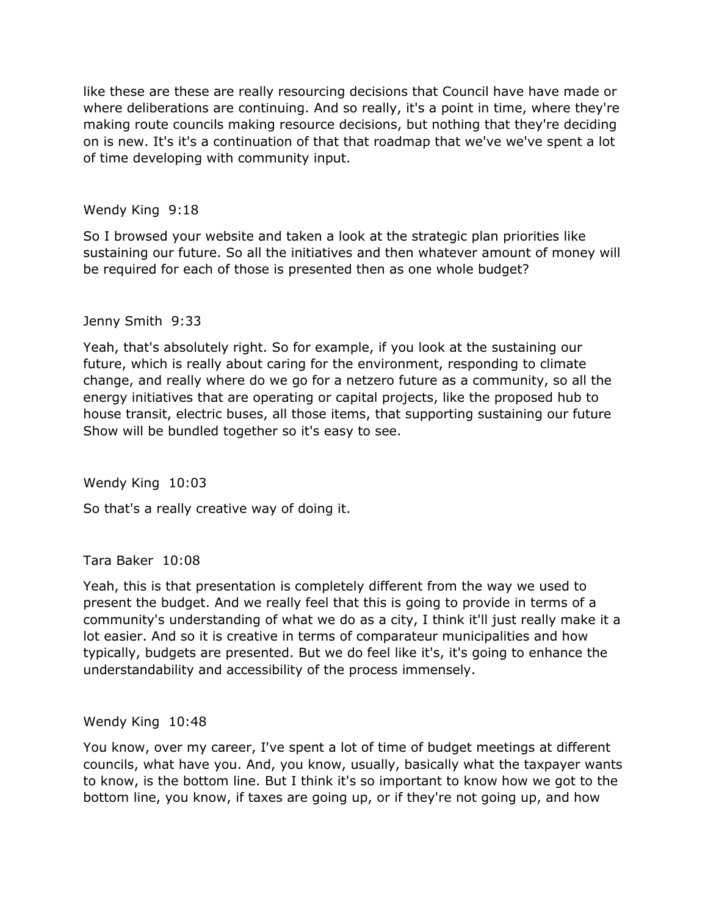like these are these are really resourcing decisions that Council have have made or where deliberations are continuing. And so really, it's a point in time, where they're making route councils making resource decisions, but nothing that they're deciding on is new. It's it's a continuation of that that roadmap that we've we've spent a lot of time developing with community input.

Wendy King 9:18

So I browsed your website and taken a look at the strategic plan priorities like sustaining our future. So all the initiatives and then whatever amount of money will be required for each of those is presented then as one whole budget?

Jenny Smith 9:33

Yeah, that's absolutely right. So for example, if you look at the sustaining our future, which is really about caring for the environment, responding to climate change, and really where do we go for a netzero future as a community, so all the energy initiatives that are operating or capital projects, like the proposed hub to house transit, electric buses, all those items, that supporting sustaining our future Show will be bundled together so it's easy to see.

Wendy King 10:03

So that's a really creative way of doing it.

Tara Baker 10:08

Yeah, this is that presentation is completely different from the way we used to present the budget. And we really feel that this is going to provide in terms of a community's understanding of what we do as a city, I think it'll just really make it a lot easier. And so it is creative in terms of comparateur municipalities and how typically, budgets are presented. But we do feel like it's, it's going to enhance the understandability and accessibility of the process immensely.

Wendy King 10:48

You know, over my career, I've spent a lot of time of budget meetings at different councils, what have you. And, you know, usually, basically what the taxpayer wants to know, is the bottom line. But I think it's so important to know how we got to the bottom line, you know, if taxes are going up, or if they're not going up, and how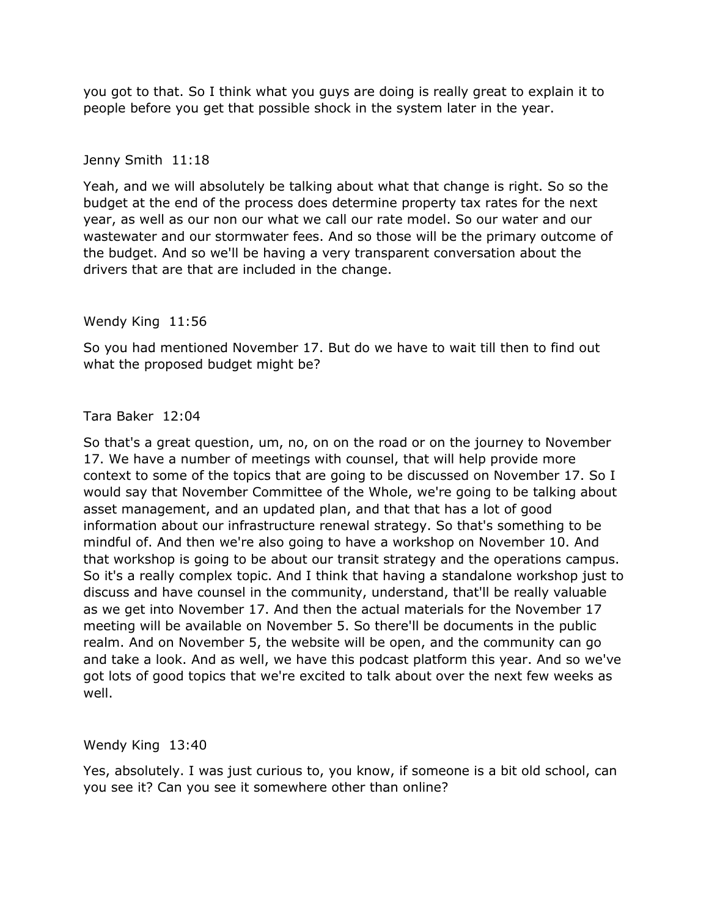you got to that. So I think what you guys are doing is really great to explain it to people before you get that possible shock in the system later in the year.

Jenny Smith 11:18

Yeah, and we will absolutely be talking about what that change is right. So so the budget at the end of the process does determine property tax rates for the next year, as well as our non our what we call our rate model. So our water and our wastewater and our stormwater fees. And so those will be the primary outcome of the budget. And so we'll be having a very transparent conversation about the drivers that are that are included in the change.

Wendy King 11:56

So you had mentioned November 17. But do we have to wait till then to find out what the proposed budget might be?

Tara Baker 12:04

So that's a great question, um, no, on on the road or on the journey to November 17. We have a number of meetings with counsel, that will help provide more context to some of the topics that are going to be discussed on November 17. So I would say that November Committee of the Whole, we're going to be talking about asset management, and an updated plan, and that that has a lot of good information about our infrastructure renewal strategy. So that's something to be mindful of. And then we're also going to have a workshop on November 10. And that workshop is going to be about our transit strategy and the operations campus. So it's a really complex topic. And I think that having a standalone workshop just to discuss and have counsel in the community, understand, that'll be really valuable as we get into November 17. And then the actual materials for the November 17 meeting will be available on November 5. So there'll be documents in the public realm. And on November 5, the website will be open, and the community can go and take a look. And as well, we have this podcast platform this year. And so we've got lots of good topics that we're excited to talk about over the next few weeks as well.

Wendy King 13:40

Yes, absolutely. I was just curious to, you know, if someone is a bit old school, can you see it? Can you see it somewhere other than online?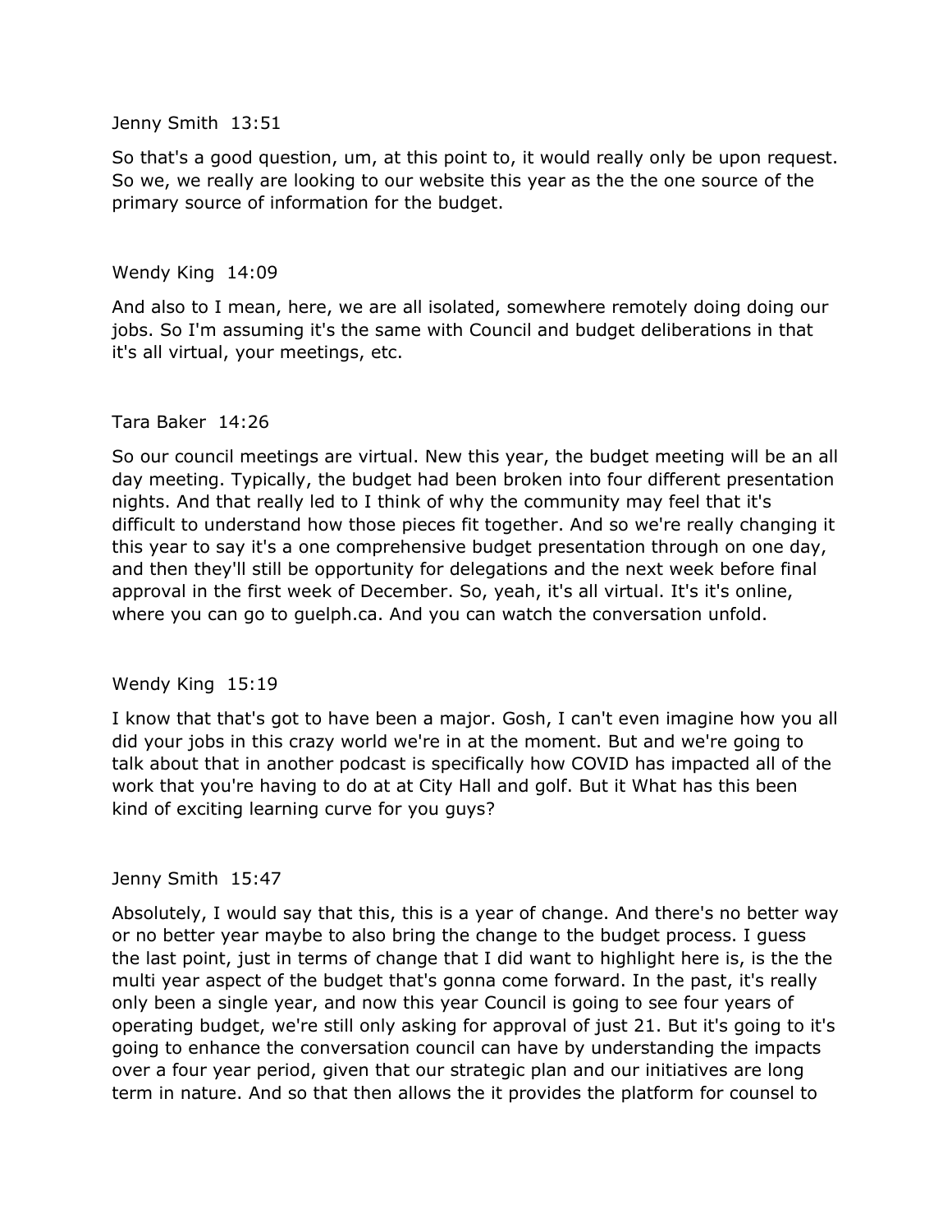Jenny Smith 13:51

So that's a good question, um, at this point to, it would really only be upon request. So we, we really are looking to our website this year as the the one source of the primary source of information for the budget.

Wendy King 14:09

And also to I mean, here, we are all isolated, somewhere remotely doing doing our jobs. So I'm assuming it's the same with Council and budget deliberations in that it's all virtual, your meetings, etc.

Tara Baker 14:26

So our council meetings are virtual. New this year, the budget meeting will be an all day meeting. Typically, the budget had been broken into four different presentation nights. And that really led to I think of why the community may feel that it's difficult to understand how those pieces fit together. And so we're really changing it this year to say it's a one comprehensive budget presentation through on one day, and then they'll still be opportunity for delegations and the next week before final approval in the first week of December. So, yeah, it's all virtual. It's it's online, where you can go to guelph.ca. And you can watch the conversation unfold.

Wendy King 15:19

I know that that's got to have been a major. Gosh, I can't even imagine how you all did your jobs in this crazy world we're in at the moment. But and we're going to talk about that in another podcast is specifically how COVID has impacted all of the work that you're having to do at at City Hall and golf. But it What has this been kind of exciting learning curve for you guys?

Jenny Smith 15:47

Absolutely, I would say that this, this is a year of change. And there's no better way or no better year maybe to also bring the change to the budget process. I guess the last point, just in terms of change that I did want to highlight here is, is the the multi year aspect of the budget that's gonna come forward. In the past, it's really only been a single year, and now this year Council is going to see four years of operating budget, we're still only asking for approval of just 21. But it's going to it's going to enhance the conversation council can have by understanding the impacts over a four year period, given that our strategic plan and our initiatives are long term in nature. And so that then allows the it provides the platform for counsel to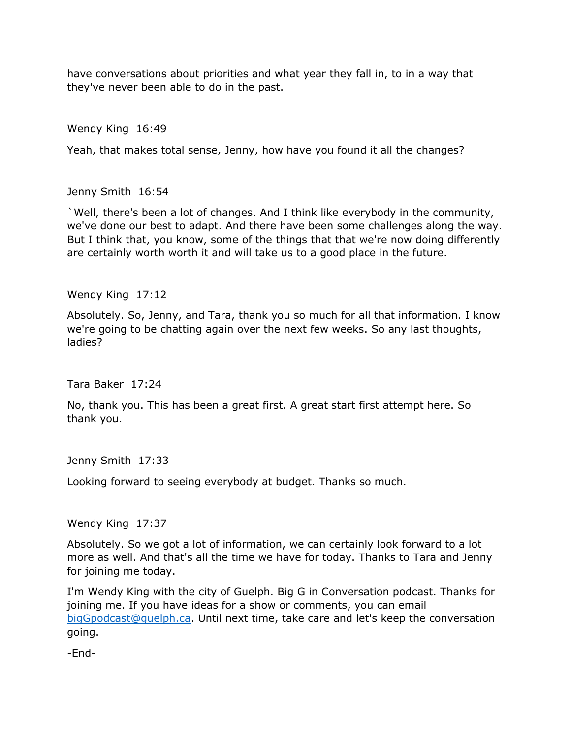have conversations about priorities and what year they fall in, to in a way that they've never been able to do in the past.

Wendy King 16:49

Yeah, that makes total sense, Jenny, how have you found it all the changes?

Jenny Smith 16:54

`Well, there's been a lot of changes. And I think like everybody in the community, we've done our best to adapt. And there have been some challenges along the way. But I think that, you know, some of the things that that we're now doing differently are certainly worth worth it and will take us to a good place in the future.

Wendy King 17:12

Absolutely. So, Jenny, and Tara, thank you so much for all that information. I know we're going to be chatting again over the next few weeks. So any last thoughts, ladies?

Tara Baker 17:24

No, thank you. This has been a great first. A great start first attempt here. So thank you.

Jenny Smith 17:33

Looking forward to seeing everybody at budget. Thanks so much.

Wendy King 17:37

Absolutely. So we got a lot of information, we can certainly look forward to a lot more as well. And that's all the time we have for today. Thanks to Tara and Jenny for joining me today.

I'm Wendy King with the city of Guelph. Big G in Conversation podcast. Thanks for joining me. If you have ideas for a show or comments, you can email bigGpodcast@guelph.ca. Until next time, take care and let's keep the conversation going.

-End-